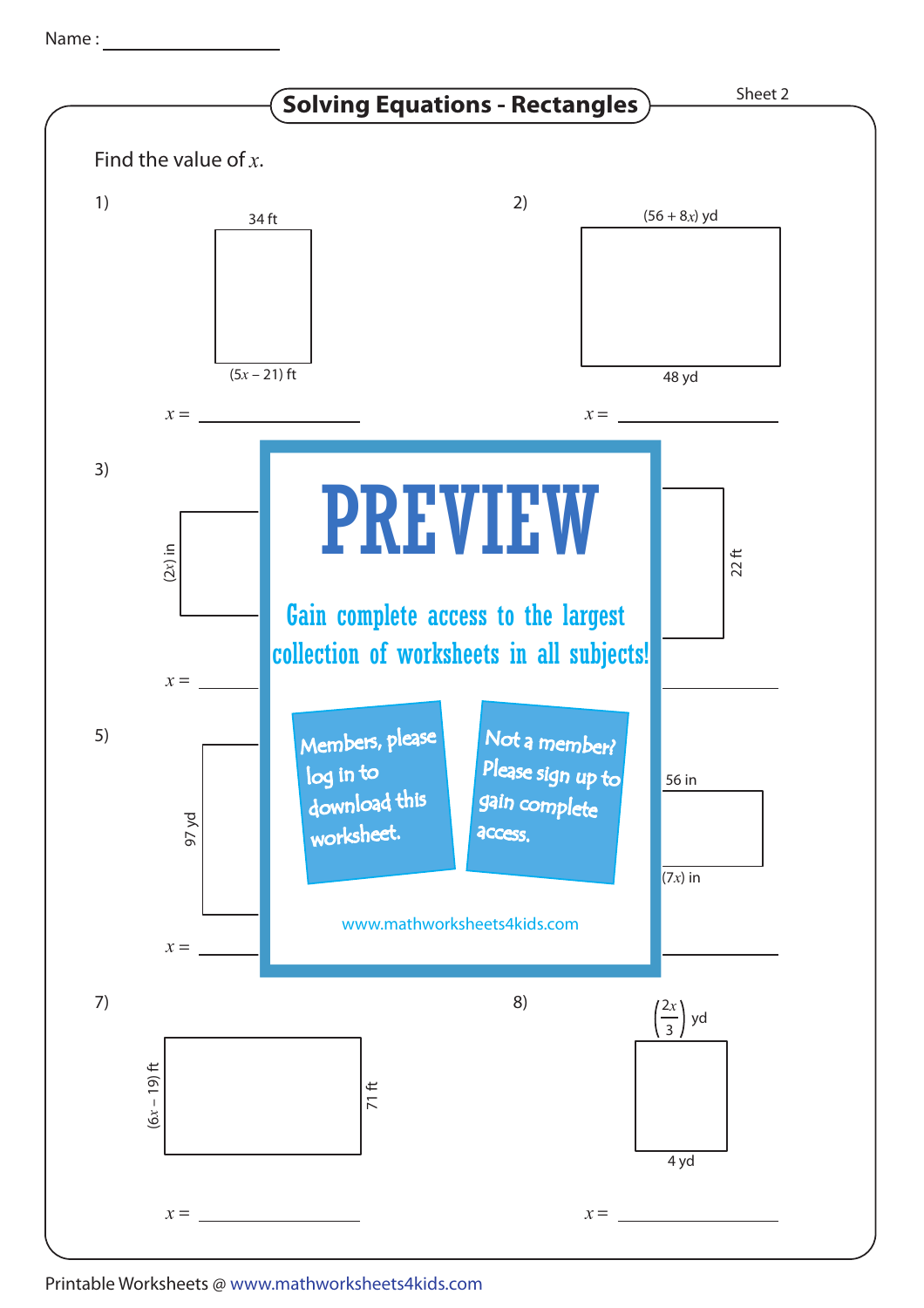Name : ______________

# Solving Equations - Rectangles

Sheet 2

Find the value of $x$.

1) 34 ft

$(5x - 21)$ ft

$x =$ ______________

2) $(56 + 8x)$ yd

48 yd

$x =$ ______________

3) $(2x)$ in

22 ft

$x =$ ______________

# PREVIEW

Gain complete access to the largest collection of worksheets in all subjects!

Members, please log in to download this worksheet.

Not a member? Please sign up to gain complete access.

www.mathworksheets4kids.com

5) 97 yd

56 in

$(7x)$ in

$x =$ ______________

7) $(6x - 19)$ ft

71 ft

$x =$ ______________

8) $\left(\frac{2x}{3}\right)$ yd

4 yd

$x =$ ______________

Printable Worksheets @ www.mathworksheets4kids.com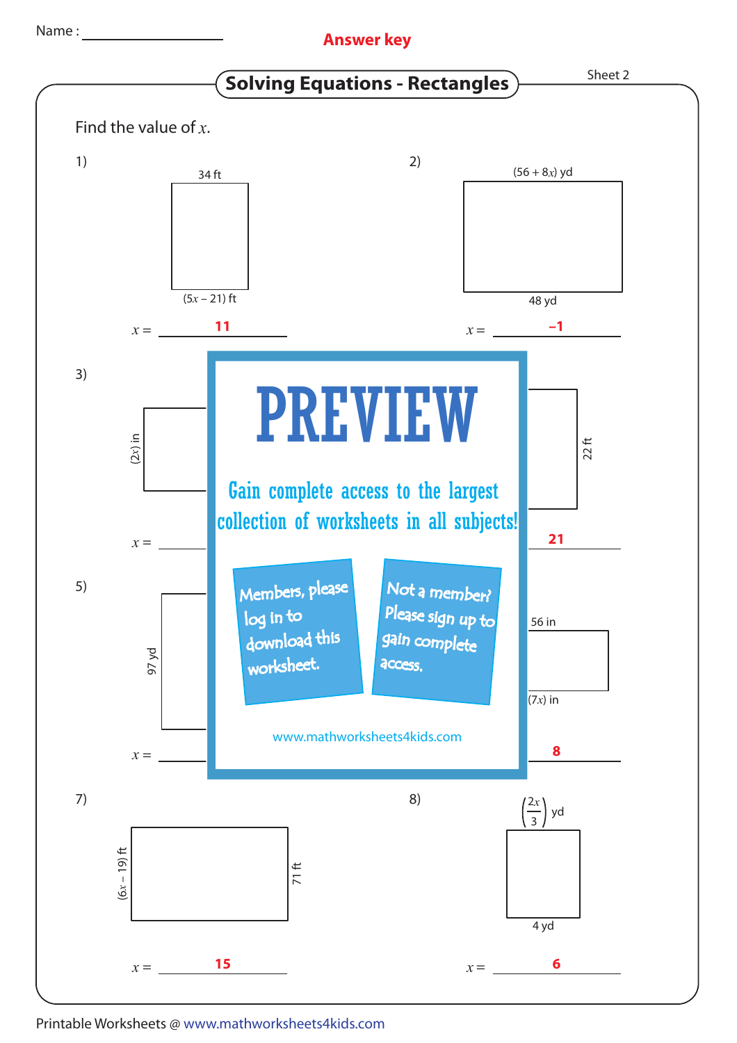Name : ____________

**Answer key**

# Solving Equations - Rectangles

Sheet 2

Find the value of $x$.

1)

34 ft

$(5x - 21)$ ft

$x =$ **11**

2)

$(56 + 8x)$ yd

48 yd

$x =$ **−1**

3)

$(2x)$ in

$x =$ ____

4)

22 ft

$x =$ **21**

5)

97 yd

$x =$ ____

6)

56 in

$(7x)$ in

$x =$ **8**

7)

$(6x - 19)$ ft

71 ft

$x =$ **15**

8)

$\left(\frac{2x}{3}\right)$ yd

4 yd

$x =$ **6**

**PREVIEW**

Gain complete access to the largest collection of worksheets in all subjects!

Members, please log in to download this worksheet.

Not a member? Please sign up to gain complete access.

www.mathworksheets4kids.com

Printable Worksheets @ www.mathworksheets4kids.com